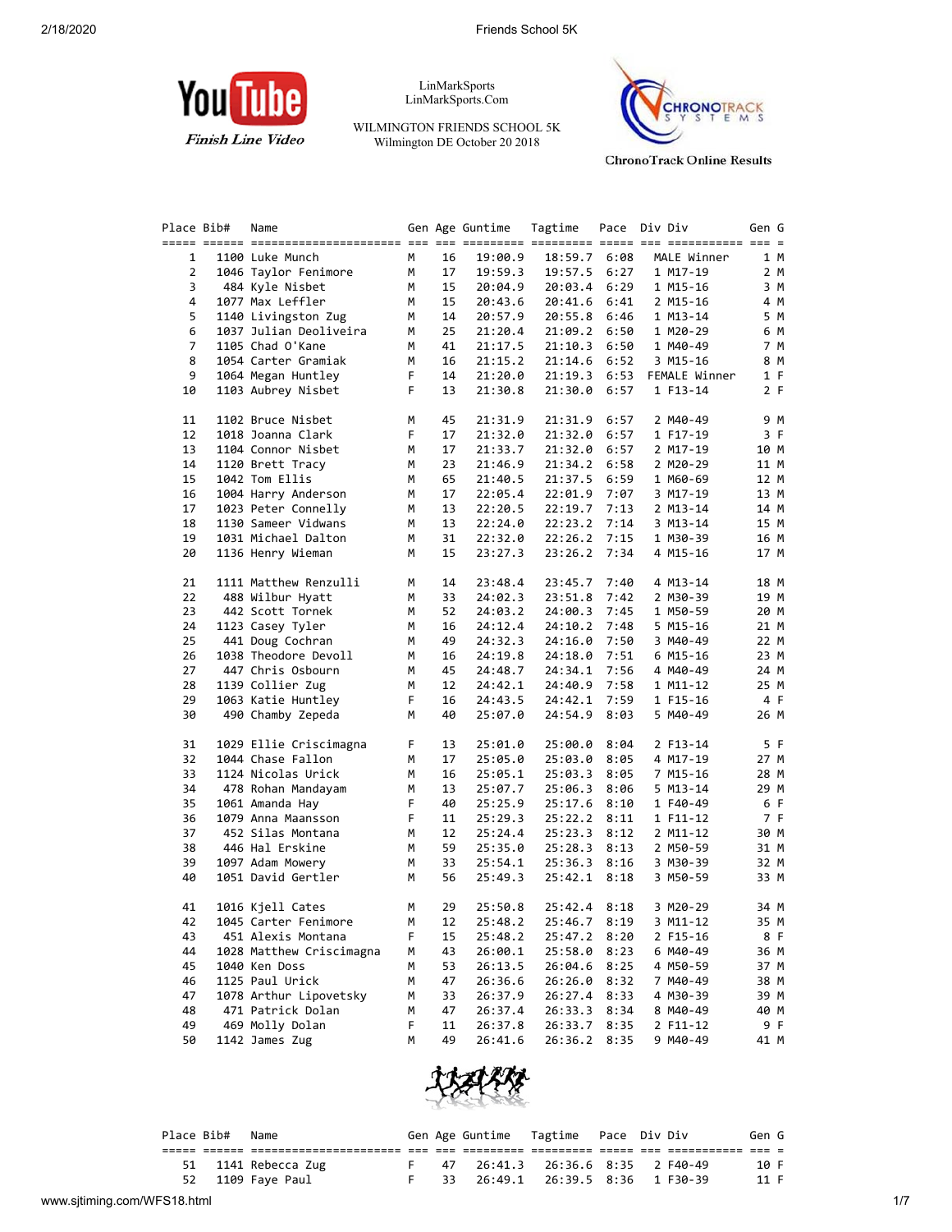YouTube *Finish Line Video*

LinMarkSports
LinMarkSports.Com

WILMINGTON FRIENDS SCHOOL 5K
Wilmington DE October 20 2018

ChronoTrack Online Results

| Place | Bib# | Name | Gen | Age | Guntime | Tagtime | Pace | Div | Div | Gen | G |
|---|---|---|---|---|---|---|---|---|---|---|---|
| 1 | 1100 | Luke Munch | M | 16 | 19:00.9 | 18:59.7 | 6:08 | | MALE Winner | 1 | M |
| 2 | 1046 | Taylor Fenimore | M | 17 | 19:59.3 | 19:57.5 | 6:27 | 1 | M17-19 | 2 | M |
| 3 | 484 | Kyle Nisbet | M | 15 | 20:04.9 | 20:03.4 | 6:29 | 1 | M15-16 | 3 | M |
| 4 | 1077 | Max Leffler | M | 15 | 20:43.6 | 20:41.6 | 6:41 | 2 | M15-16 | 4 | M |
| 5 | 1140 | Livingston Zug | M | 14 | 20:57.9 | 20:55.8 | 6:46 | 1 | M13-14 | 5 | M |
| 6 | 1037 | Julian Deoliveira | M | 25 | 21:20.4 | 21:09.2 | 6:50 | 1 | M20-29 | 6 | M |
| 7 | 1105 | Chad O'Kane | M | 41 | 21:17.5 | 21:10.3 | 6:50 | 1 | M40-49 | 7 | M |
| 8 | 1054 | Carter Gramiak | M | 16 | 21:15.2 | 21:14.6 | 6:52 | 3 | M15-16 | 8 | M |
| 9 | 1064 | Megan Huntley | F | 14 | 21:20.0 | 21:19.3 | 6:53 | | FEMALE Winner | 1 | F |
| 10 | 1103 | Aubrey Nisbet | F | 13 | 21:30.8 | 21:30.0 | 6:57 | 1 | F13-14 | 2 | F |
| 11 | 1102 | Bruce Nisbet | M | 45 | 21:31.9 | 21:31.9 | 6:57 | 2 | M40-49 | 9 | M |
| 12 | 1018 | Joanna Clark | F | 17 | 21:32.0 | 21:32.0 | 6:57 | 1 | F17-19 | 3 | F |
| 13 | 1104 | Connor Nisbet | M | 17 | 21:33.7 | 21:32.0 | 6:57 | 2 | M17-19 | 10 | M |
| 14 | 1120 | Brett Tracy | M | 23 | 21:46.9 | 21:34.2 | 6:58 | 2 | M20-29 | 11 | M |
| 15 | 1042 | Tom Ellis | M | 65 | 21:40.5 | 21:37.5 | 6:59 | 1 | M60-69 | 12 | M |
| 16 | 1004 | Harry Anderson | M | 17 | 22:05.4 | 22:01.9 | 7:07 | 3 | M17-19 | 13 | M |
| 17 | 1023 | Peter Connelly | M | 13 | 22:20.5 | 22:19.7 | 7:13 | 2 | M13-14 | 14 | M |
| 18 | 1130 | Sameer Vidwans | M | 13 | 22:24.0 | 22:23.2 | 7:14 | 3 | M13-14 | 15 | M |
| 19 | 1031 | Michael Dalton | M | 31 | 22:32.0 | 22:26.2 | 7:15 | 1 | M30-39 | 16 | M |
| 20 | 1136 | Henry Wieman | M | 15 | 23:27.3 | 23:26.2 | 7:34 | 4 | M15-16 | 17 | M |
| 21 | 1111 | Matthew Renzulli | M | 14 | 23:48.4 | 23:45.7 | 7:40 | 4 | M13-14 | 18 | M |
| 22 | 488 | Wilbur Hyatt | M | 33 | 24:02.3 | 23:51.8 | 7:42 | 2 | M30-39 | 19 | M |
| 23 | 442 | Scott Tornek | M | 52 | 24:03.2 | 24:00.3 | 7:45 | 1 | M50-59 | 20 | M |
| 24 | 1123 | Casey Tyler | M | 16 | 24:12.4 | 24:10.2 | 7:48 | 5 | M15-16 | 21 | M |
| 25 | 441 | Doug Cochran | M | 49 | 24:32.3 | 24:16.0 | 7:50 | 3 | M40-49 | 22 | M |
| 26 | 1038 | Theodore Devoll | M | 16 | 24:19.8 | 24:18.0 | 7:51 | 6 | M15-16 | 23 | M |
| 27 | 447 | Chris Osbourn | M | 45 | 24:48.7 | 24:34.1 | 7:56 | 4 | M40-49 | 24 | M |
| 28 | 1139 | Collier Zug | M | 12 | 24:42.1 | 24:40.9 | 7:58 | 1 | M11-12 | 25 | M |
| 29 | 1063 | Katie Huntley | F | 16 | 24:43.5 | 24:42.1 | 7:59 | 1 | F15-16 | 4 | F |
| 30 | 490 | Chamby Zepeda | M | 40 | 25:07.0 | 24:54.9 | 8:03 | 5 | M40-49 | 26 | M |
| 31 | 1029 | Ellie Criscimagna | F | 13 | 25:01.0 | 25:00.0 | 8:04 | 2 | F13-14 | 5 | F |
| 32 | 1044 | Chase Fallon | M | 17 | 25:05.0 | 25:03.0 | 8:05 | 4 | M17-19 | 27 | M |
| 33 | 1124 | Nicolas Urick | M | 16 | 25:05.1 | 25:03.3 | 8:05 | 7 | M15-16 | 28 | M |
| 34 | 478 | Rohan Mandayam | M | 13 | 25:07.7 | 25:06.3 | 8:06 | 5 | M13-14 | 29 | M |
| 35 | 1061 | Amanda Hay | F | 40 | 25:25.9 | 25:17.6 | 8:10 | 1 | F40-49 | 6 | F |
| 36 | 1079 | Anna Maansson | F | 11 | 25:29.3 | 25:22.2 | 8:11 | 1 | F11-12 | 7 | F |
| 37 | 452 | Silas Montana | M | 12 | 25:24.4 | 25:23.3 | 8:12 | 2 | M11-12 | 30 | M |
| 38 | 446 | Hal Erskine | M | 59 | 25:35.0 | 25:28.3 | 8:13 | 2 | M50-59 | 31 | M |
| 39 | 1097 | Adam Mowery | M | 33 | 25:54.1 | 25:36.3 | 8:16 | 3 | M30-39 | 32 | M |
| 40 | 1051 | David Gertler | M | 56 | 25:49.3 | 25:42.1 | 8:18 | 3 | M50-59 | 33 | M |
| 41 | 1016 | Kjell Cates | M | 29 | 25:50.8 | 25:42.4 | 8:18 | 3 | M20-29 | 34 | M |
| 42 | 1045 | Carter Fenimore | M | 12 | 25:48.2 | 25:46.7 | 8:19 | 3 | M11-12 | 35 | M |
| 43 | 451 | Alexis Montana | F | 15 | 25:48.2 | 25:47.2 | 8:20 | 2 | F15-16 | 8 | F |
| 44 | 1028 | Matthew Criscimagna | M | 43 | 26:00.1 | 25:58.0 | 8:23 | 6 | M40-49 | 36 | M |
| 45 | 1040 | Ken Doss | M | 53 | 26:13.5 | 26:04.6 | 8:25 | 4 | M50-59 | 37 | M |
| 46 | 1125 | Paul Urick | M | 47 | 26:36.6 | 26:26.0 | 8:32 | 7 | M40-49 | 38 | M |
| 47 | 1078 | Arthur Lipovetsky | M | 33 | 26:37.9 | 26:27.4 | 8:33 | 4 | M30-39 | 39 | M |
| 48 | 471 | Patrick Dolan | M | 47 | 26:37.4 | 26:33.3 | 8:34 | 8 | M40-49 | 40 | M |
| 49 | 469 | Molly Dolan | F | 11 | 26:37.8 | 26:33.7 | 8:35 | 2 | F11-12 | 9 | F |
| 50 | 1142 | James Zug | M | 49 | 26:41.6 | 26:36.2 | 8:35 | 9 | M40-49 | 41 | M |
| 51 | 1141 | Rebecca Zug | F | 47 | 26:41.3 | 26:36.6 | 8:35 | 2 | F40-49 | 10 | F |
| 52 | 1109 | Faye Paul | F | 33 | 26:49.1 | 26:39.5 | 8:36 | 1 | F30-39 | 11 | F |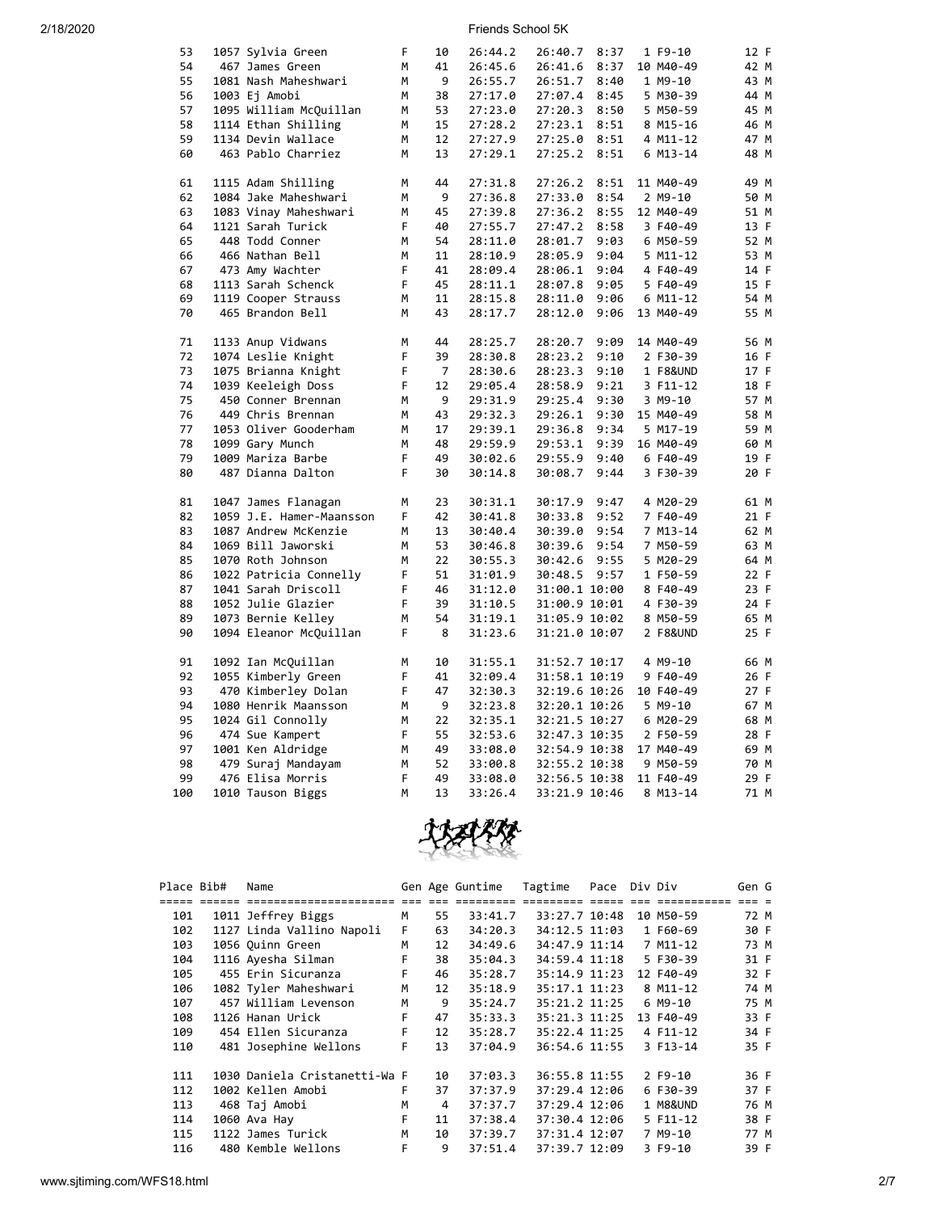| Place | Bib# | Name | Gen | Age | Guntime | Tagtime | Pace | Div | Div | Gen | G |
|---|---|---|---|---|---|---|---|---|---|---|---|
| 53 | 1057 | Sylvia Green | F | 10 | 26:44.2 | 26:40.7 | 8:37 | 1 | F9-10 | 12 | F |
| 54 | 467 | James Green | M | 41 | 26:45.6 | 26:41.6 | 8:37 | 10 | M40-49 | 42 | M |
| 55 | 1081 | Nash Maheshwari | M | 9 | 26:55.7 | 26:51.7 | 8:40 | 1 | M9-10 | 43 | M |
| 56 | 1003 | Ej Amobi | M | 38 | 27:17.0 | 27:07.4 | 8:45 | 5 | M30-39 | 44 | M |
| 57 | 1095 | William McQuillan | M | 53 | 27:23.0 | 27:20.3 | 8:50 | 5 | M50-59 | 45 | M |
| 58 | 1114 | Ethan Shilling | M | 15 | 27:28.2 | 27:23.1 | 8:51 | 8 | M15-16 | 46 | M |
| 59 | 1134 | Devin Wallace | M | 12 | 27:27.9 | 27:25.0 | 8:51 | 4 | M11-12 | 47 | M |
| 60 | 463 | Pablo Charriez | M | 13 | 27:29.1 | 27:25.2 | 8:51 | 6 | M13-14 | 48 | M |
| 61 | 1115 | Adam Shilling | M | 44 | 27:31.8 | 27:26.2 | 8:51 | 11 | M40-49 | 49 | M |
| 62 | 1084 | Jake Maheshwari | M | 9 | 27:36.8 | 27:33.0 | 8:54 | 2 | M9-10 | 50 | M |
| 63 | 1083 | Vinay Maheshwari | M | 45 | 27:39.8 | 27:36.2 | 8:55 | 12 | M40-49 | 51 | M |
| 64 | 1121 | Sarah Turick | F | 40 | 27:55.7 | 27:47.2 | 8:58 | 3 | F40-49 | 13 | F |
| 65 | 448 | Todd Conner | M | 54 | 28:11.0 | 28:01.7 | 9:03 | 6 | M50-59 | 52 | M |
| 66 | 466 | Nathan Bell | M | 11 | 28:10.9 | 28:05.9 | 9:04 | 5 | M11-12 | 53 | M |
| 67 | 473 | Amy Wachter | F | 41 | 28:09.4 | 28:06.1 | 9:04 | 4 | F40-49 | 14 | F |
| 68 | 1113 | Sarah Schenck | F | 45 | 28:11.1 | 28:07.8 | 9:05 | 5 | F40-49 | 15 | F |
| 69 | 1119 | Cooper Strauss | M | 11 | 28:15.8 | 28:11.0 | 9:06 | 6 | M11-12 | 54 | M |
| 70 | 465 | Brandon Bell | M | 43 | 28:17.7 | 28:12.0 | 9:06 | 13 | M40-49 | 55 | M |
| 71 | 1133 | Anup Vidwans | M | 44 | 28:25.7 | 28:20.7 | 9:09 | 14 | M40-49 | 56 | M |
| 72 | 1074 | Leslie Knight | F | 39 | 28:30.8 | 28:23.2 | 9:10 | 2 | F30-39 | 16 | F |
| 73 | 1075 | Brianna Knight | F | 7 | 28:30.6 | 28:23.3 | 9:10 | 1 | F8&UND | 17 | F |
| 74 | 1039 | Keeleigh Doss | F | 12 | 29:05.4 | 28:58.9 | 9:21 | 3 | F11-12 | 18 | F |
| 75 | 450 | Conner Brennan | M | 9 | 29:31.9 | 29:25.4 | 9:30 | 3 | M9-10 | 57 | M |
| 76 | 449 | Chris Brennan | M | 43 | 29:32.3 | 29:26.1 | 9:30 | 15 | M40-49 | 58 | M |
| 77 | 1053 | Oliver Gooderham | M | 17 | 29:39.1 | 29:36.8 | 9:34 | 5 | M17-19 | 59 | M |
| 78 | 1099 | Gary Munch | M | 48 | 29:59.9 | 29:53.1 | 9:39 | 16 | M40-49 | 60 | M |
| 79 | 1009 | Mariza Barbe | F | 49 | 30:02.6 | 29:55.9 | 9:40 | 6 | F40-49 | 19 | F |
| 80 | 487 | Dianna Dalton | F | 30 | 30:14.8 | 30:08.7 | 9:44 | 3 | F30-39 | 20 | F |
| 81 | 1047 | James Flanagan | M | 23 | 30:31.1 | 30:17.9 | 9:47 | 4 | M20-29 | 61 | M |
| 82 | 1059 | J.E. Hamer-Maansson | F | 42 | 30:41.8 | 30:33.8 | 9:52 | 7 | F40-49 | 21 | F |
| 83 | 1087 | Andrew McKenzie | M | 13 | 30:40.4 | 30:39.0 | 9:54 | 7 | M13-14 | 62 | M |
| 84 | 1069 | Bill Jaworski | M | 53 | 30:46.8 | 30:39.6 | 9:54 | 7 | M50-59 | 63 | M |
| 85 | 1070 | Roth Johnson | M | 22 | 30:55.3 | 30:42.6 | 9:55 | 5 | M20-29 | 64 | M |
| 86 | 1022 | Patricia Connelly | F | 51 | 31:01.9 | 30:48.5 | 9:57 | 1 | F50-59 | 22 | F |
| 87 | 1041 | Sarah Driscoll | F | 46 | 31:12.0 | 31:00.1 | 10:00 | 8 | F40-49 | 23 | F |
| 88 | 1052 | Julie Glazier | F | 39 | 31:10.5 | 31:00.9 | 10:01 | 4 | F30-39 | 24 | F |
| 89 | 1073 | Bernie Kelley | M | 54 | 31:19.1 | 31:05.9 | 10:02 | 8 | M50-59 | 65 | M |
| 90 | 1094 | Eleanor McQuillan | F | 8 | 31:23.6 | 31:21.0 | 10:07 | 2 | F8&UND | 25 | F |
| 91 | 1092 | Ian McQuillan | M | 10 | 31:55.1 | 31:52.7 | 10:17 | 4 | M9-10 | 66 | M |
| 92 | 1055 | Kimberly Green | F | 41 | 32:09.4 | 31:58.1 | 10:19 | 9 | F40-49 | 26 | F |
| 93 | 470 | Kimberley Dolan | F | 47 | 32:30.3 | 32:19.6 | 10:26 | 10 | F40-49 | 27 | F |
| 94 | 1080 | Henrik Maansson | M | 9 | 32:23.8 | 32:20.1 | 10:26 | 5 | M9-10 | 67 | M |
| 95 | 1024 | Gil Connolly | M | 22 | 32:35.1 | 32:21.5 | 10:27 | 6 | M20-29 | 68 | M |
| 96 | 474 | Sue Kampert | F | 55 | 32:53.6 | 32:47.3 | 10:35 | 2 | F50-59 | 28 | F |
| 97 | 1001 | Ken Aldridge | M | 49 | 33:08.0 | 32:54.9 | 10:38 | 17 | M40-49 | 69 | M |
| 98 | 479 | Suraj Mandayam | M | 52 | 33:00.8 | 32:55.2 | 10:38 | 9 | M50-59 | 70 | M |
| 99 | 476 | Elisa Morris | F | 49 | 33:08.0 | 32:56.5 | 10:38 | 11 | F40-49 | 29 | F |
| 100 | 1010 | Tauson Biggs | M | 13 | 33:26.4 | 33:21.9 | 10:46 | 8 | M13-14 | 71 | M |

| Place | Bib# | Name | Gen | Age | Guntime | Tagtime | Pace | Div | Div | Gen | G |
|---|---|---|---|---|---|---|---|---|---|---|---|
| 101 | 1011 | Jeffrey Biggs | M | 55 | 33:41.7 | 33:27.7 | 10:48 | 10 | M50-59 | 72 | M |
| 102 | 1127 | Linda Vallino Napoli | F | 63 | 34:20.3 | 34:12.5 | 11:03 | 1 | F60-69 | 30 | F |
| 103 | 1056 | Quinn Green | M | 12 | 34:49.6 | 34:47.9 | 11:14 | 7 | M11-12 | 73 | M |
| 104 | 1116 | Ayesha Silman | F | 38 | 35:04.3 | 34:59.4 | 11:18 | 5 | F30-39 | 31 | F |
| 105 | 455 | Erin Sicuranza | F | 46 | 35:28.7 | 35:14.9 | 11:23 | 12 | F40-49 | 32 | F |
| 106 | 1082 | Tyler Maheshwari | M | 12 | 35:18.9 | 35:17.1 | 11:23 | 8 | M11-12 | 74 | M |
| 107 | 457 | William Levenson | M | 9 | 35:24.7 | 35:21.2 | 11:25 | 6 | M9-10 | 75 | M |
| 108 | 1126 | Hanan Urick | F | 47 | 35:33.3 | 35:21.3 | 11:25 | 13 | F40-49 | 33 | F |
| 109 | 454 | Ellen Sicuranza | F | 12 | 35:28.7 | 35:22.4 | 11:25 | 4 | F11-12 | 34 | F |
| 110 | 481 | Josephine Wellons | F | 13 | 37:04.9 | 36:54.6 | 11:55 | 3 | F13-14 | 35 | F |
| 111 | 1030 | Daniela Cristanetti-Wa | F | 10 | 37:03.3 | 36:55.8 | 11:55 | 2 | F9-10 | 36 | F |
| 112 | 1002 | Kellen Amobi | F | 37 | 37:37.9 | 37:29.4 | 12:06 | 6 | F30-39 | 37 | F |
| 113 | 468 | Taj Amobi | M | 4 | 37:37.7 | 37:29.4 | 12:06 | 1 | M8&UND | 76 | M |
| 114 | 1060 | Ava Hay | F | 11 | 37:38.4 | 37:30.4 | 12:06 | 5 | F11-12 | 38 | F |
| 115 | 1122 | James Turick | M | 10 | 37:39.7 | 37:31.4 | 12:07 | 7 | M9-10 | 77 | M |
| 116 | 480 | Kemble Wellons | F | 9 | 37:51.4 | 37:39.7 | 12:09 | 3 | F9-10 | 39 | F |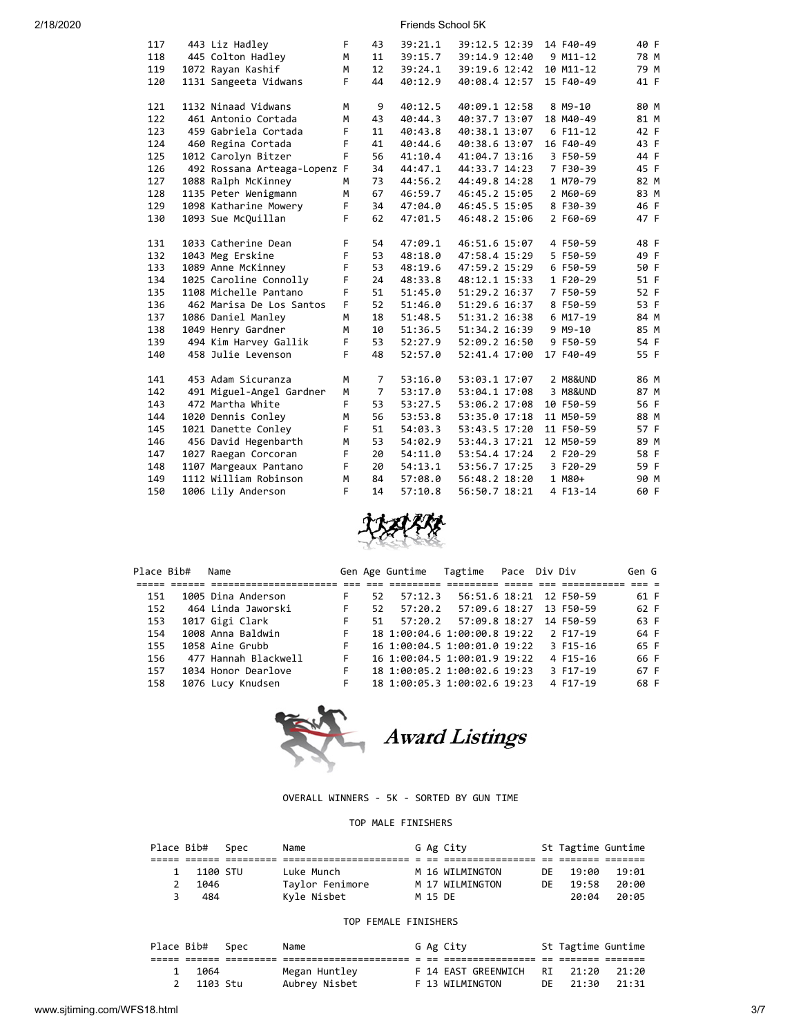| Place | Bib# | Name | Gen | Age | Guntime | Tagtime | Pace | Div | Div | Gen | G |
|---|---|---|---|---|---|---|---|---|---|---|---|
| 117 | 443 | Liz Hadley | F | 43 | 39:21.1 | 39:12.5 | 12:39 | 14 | F40-49 | 40 | F |
| 118 | 445 | Colton Hadley | M | 11 | 39:15.7 | 39:14.9 | 12:40 | 9 | M11-12 | 78 | M |
| 119 | 1072 | Rayan Kashif | M | 12 | 39:24.1 | 39:19.6 | 12:42 | 10 | M11-12 | 79 | M |
| 120 | 1131 | Sangeeta Vidwans | F | 44 | 40:12.9 | 40:08.4 | 12:57 | 15 | F40-49 | 41 | F |
| 121 | 1132 | Ninaad Vidwans | M | 9 | 40:12.5 | 40:09.1 | 12:58 | 8 | M9-10 | 80 | M |
| 122 | 461 | Antonio Cortada | M | 43 | 40:44.3 | 40:37.7 | 13:07 | 18 | M40-49 | 81 | M |
| 123 | 459 | Gabriela Cortada | F | 11 | 40:43.8 | 40:38.1 | 13:07 | 6 | F11-12 | 42 | F |
| 124 | 460 | Regina Cortada | F | 41 | 40:44.6 | 40:38.6 | 13:07 | 16 | F40-49 | 43 | F |
| 125 | 1012 | Carolyn Bitzer | F | 56 | 41:10.4 | 41:04.7 | 13:16 | 3 | F50-59 | 44 | F |
| 126 | 492 | Rossana Arteaga-Lopenz | F | 34 | 44:47.1 | 44:33.7 | 14:23 | 7 | F30-39 | 45 | F |
| 127 | 1088 | Ralph McKinney | M | 73 | 44:56.2 | 44:49.8 | 14:28 | 1 | M70-79 | 82 | M |
| 128 | 1135 | Peter Wenigmann | M | 67 | 46:59.7 | 46:45.2 | 15:05 | 2 | M60-69 | 83 | M |
| 129 | 1098 | Katharine Mowery | F | 34 | 47:04.0 | 46:45.5 | 15:05 | 8 | F30-39 | 46 | F |
| 130 | 1093 | Sue McQuillan | F | 62 | 47:01.5 | 46:48.2 | 15:06 | 2 | F60-69 | 47 | F |
| 131 | 1033 | Catherine Dean | F | 54 | 47:09.1 | 46:51.6 | 15:07 | 4 | F50-59 | 48 | F |
| 132 | 1043 | Meg Erskine | F | 53 | 48:18.0 | 47:58.4 | 15:29 | 5 | F50-59 | 49 | F |
| 133 | 1089 | Anne McKinney | F | 53 | 48:19.6 | 47:59.2 | 15:29 | 6 | F50-59 | 50 | F |
| 134 | 1025 | Caroline Connolly | F | 24 | 48:33.8 | 48:12.1 | 15:33 | 1 | F20-29 | 51 | F |
| 135 | 1108 | Michelle Pantano | F | 51 | 51:45.0 | 51:29.2 | 16:37 | 7 | F50-59 | 52 | F |
| 136 | 462 | Marisa De Los Santos | F | 52 | 51:46.0 | 51:29.6 | 16:37 | 8 | F50-59 | 53 | F |
| 137 | 1086 | Daniel Manley | M | 18 | 51:48.5 | 51:31.2 | 16:38 | 6 | M17-19 | 84 | M |
| 138 | 1049 | Henry Gardner | M | 10 | 51:36.5 | 51:34.2 | 16:39 | 9 | M9-10 | 85 | M |
| 139 | 494 | Kim Harvey Gallik | F | 53 | 52:27.9 | 52:09.2 | 16:50 | 9 | F50-59 | 54 | F |
| 140 | 458 | Julie Levenson | F | 48 | 52:57.0 | 52:41.4 | 17:00 | 17 | F40-49 | 55 | F |
| 141 | 453 | Adam Sicuranza | M | 7 | 53:16.0 | 53:03.1 | 17:07 | 2 | M8&UND | 86 | M |
| 142 | 491 | Miguel-Angel Gardner | M | 7 | 53:17.0 | 53:04.1 | 17:08 | 3 | M8&UND | 87 | M |
| 143 | 472 | Martha White | F | 53 | 53:27.5 | 53:06.2 | 17:08 | 10 | F50-59 | 56 | F |
| 144 | 1020 | Dennis Conley | M | 56 | 53:53.8 | 53:35.0 | 17:18 | 11 | M50-59 | 88 | M |
| 145 | 1021 | Danette Conley | F | 51 | 54:03.3 | 53:43.5 | 17:20 | 11 | F50-59 | 57 | F |
| 146 | 456 | David Hegenbarth | M | 53 | 54:02.9 | 53:44.3 | 17:21 | 12 | M50-59 | 89 | M |
| 147 | 1027 | Raegan Corcoran | F | 20 | 54:11.0 | 53:54.4 | 17:24 | 2 | F20-29 | 58 | F |
| 148 | 1107 | Margeaux Pantano | F | 20 | 54:13.1 | 53:56.7 | 17:25 | 3 | F20-29 | 59 | F |
| 149 | 1112 | William Robinson | M | 84 | 57:08.0 | 56:48.2 | 18:20 | 1 | M80+ | 90 | M |
| 150 | 1006 | Lily Anderson | F | 14 | 57:10.8 | 56:50.7 | 18:21 | 4 | F13-14 | 60 | F |

| Place | Bib# | Name | Gen | Age | Guntime | Tagtime | Pace | Div | Div | Gen | G |
|---|---|---|---|---|---|---|---|---|---|---|---|
| 151 | 1005 | Dina Anderson | F | 52 | 57:12.3 | 56:51.6 | 18:21 | 12 | F50-59 | 61 | F |
| 152 | 464 | Linda Jaworski | F | 52 | 57:20.2 | 57:09.6 | 18:27 | 13 | F50-59 | 62 | F |
| 153 | 1017 | Gigi Clark | F | 51 | 57:20.2 | 57:09.8 | 18:27 | 14 | F50-59 | 63 | F |
| 154 | 1008 | Anna Baldwin | F | 18 | 1:00:04.6 | 1:00:00.8 | 19:22 | 2 | F17-19 | 64 | F |
| 155 | 1058 | Aine Grubb | F | 16 | 1:00:04.5 | 1:00:01.0 | 19:22 | 3 | F15-16 | 65 | F |
| 156 | 477 | Hannah Blackwell | F | 16 | 1:00:04.5 | 1:00:01.9 | 19:22 | 4 | F15-16 | 66 | F |
| 157 | 1034 | Honor Dearlove | F | 18 | 1:00:05.2 | 1:00:02.6 | 19:23 | 3 | F17-19 | 67 | F |
| 158 | 1076 | Lucy Knudsen | F | 18 | 1:00:05.3 | 1:00:02.6 | 19:23 | 4 | F17-19 | 68 | F |

## Award Listings

OVERALL WINNERS - 5K - SORTED BY GUN TIME

TOP MALE FINISHERS

| Place | Bib# | Spec | Name | G | Ag | City | St | Tagtime | Guntime |
|---|---|---|---|---|---|---|---|---|---|
| 1 | 1100 | STU | Luke Munch | M | 16 | WILMINGTON | DE | 19:00 | 19:01 |
| 2 | 1046 | | Taylor Fenimore | M | 17 | WILMINGTON | DE | 19:58 | 20:00 |
| 3 | 484 | | Kyle Nisbet | M | 15 | DE | | 20:04 | 20:05 |

TOP FEMALE FINISHERS

| Place | Bib# | Spec | Name | G | Ag | City | St | Tagtime | Guntime |
|---|---|---|---|---|---|---|---|---|---|
| 1 | 1064 | | Megan Huntley | F | 14 | EAST GREENWICH | RI | 21:20 | 21:20 |
| 2 | 1103 | Stu | Aubrey Nisbet | F | 13 | WILMINGTON | DE | 21:30 | 21:31 |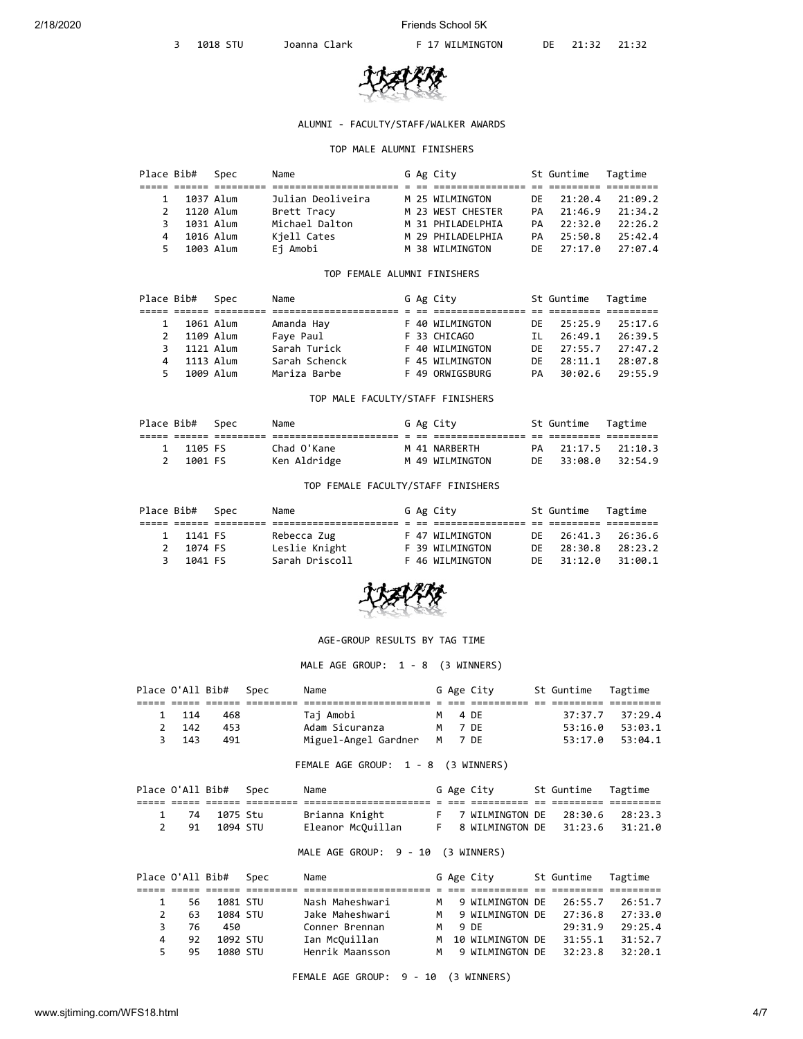| | | | | | | | | | |
|---|---|---|---|---|---|---|---|---|---|
| 3 | 1018 | STU | Joanna Clark | F | 17 | WILMINGTON | DE | 21:32 | 21:32 |

## ALUMNI - FACULTY/STAFF/WALKER AWARDS

### TOP MALE ALUMNI FINISHERS

| Place | Bib# | Spec | Name | G | Ag | City | St | Guntime | Tagtime |
|---|---|---|---|---|---|---|---|---|---|
| 1 | 1037 | Alum | Julian Deoliveira | M | 25 | WILMINGTON | DE | 21:20.4 | 21:09.2 |
| 2 | 1120 | Alum | Brett Tracy | M | 23 | WEST CHESTER | PA | 21:46.9 | 21:34.2 |
| 3 | 1031 | Alum | Michael Dalton | M | 31 | PHILADELPHIA | PA | 22:32.0 | 22:26.2 |
| 4 | 1016 | Alum | Kjell Cates | M | 29 | PHILADELPHIA | PA | 25:50.8 | 25:42.4 |
| 5 | 1003 | Alum | Ej Amobi | M | 38 | WILMINGTON | DE | 27:17.0 | 27:07.4 |

### TOP FEMALE ALUMNI FINISHERS

| Place | Bib# | Spec | Name | G | Ag | City | St | Guntime | Tagtime |
|---|---|---|---|---|---|---|---|---|---|
| 1 | 1061 | Alum | Amanda Hay | F | 40 | WILMINGTON | DE | 25:25.9 | 25:17.6 |
| 2 | 1109 | Alum | Faye Paul | F | 33 | CHICAGO | IL | 26:49.1 | 26:39.5 |
| 3 | 1121 | Alum | Sarah Turick | F | 40 | WILMINGTON | DE | 27:55.7 | 27:47.2 |
| 4 | 1113 | Alum | Sarah Schenck | F | 45 | WILMINGTON | DE | 28:11.1 | 28:07.8 |
| 5 | 1009 | Alum | Mariza Barbe | F | 49 | ORWIGSBURG | PA | 30:02.6 | 29:55.9 |

### TOP MALE FACULTY/STAFF FINISHERS

| Place | Bib# | Spec | Name | G | Ag | City | St | Guntime | Tagtime |
|---|---|---|---|---|---|---|---|---|---|
| 1 | 1105 | FS | Chad O'Kane | M | 41 | NARBERTH | PA | 21:17.5 | 21:10.3 |
| 2 | 1001 | FS | Ken Aldridge | M | 49 | WILMINGTON | DE | 33:08.0 | 32:54.9 |

### TOP FEMALE FACULTY/STAFF FINISHERS

| Place | Bib# | Spec | Name | G | Ag | City | St | Guntime | Tagtime |
|---|---|---|---|---|---|---|---|---|---|
| 1 | 1141 | FS | Rebecca Zug | F | 47 | WILMINGTON | DE | 26:41.3 | 26:36.6 |
| 2 | 1074 | FS | Leslie Knight | F | 39 | WILMINGTON | DE | 28:30.8 | 28:23.2 |
| 3 | 1041 | FS | Sarah Driscoll | F | 46 | WILMINGTON | DE | 31:12.0 | 31:00.1 |

## AGE-GROUP RESULTS BY TAG TIME

### MALE AGE GROUP: 1 - 8 (3 WINNERS)

| Place | O'All | Bib# | Spec | Name | G | Age | City | St | Guntime | Tagtime |
|---|---|---|---|---|---|---|---|---|---|---|
| 1 | 114 | 468 | | Taj Amobi | M | 4 | DE | | 37:37.7 | 37:29.4 |
| 2 | 142 | 453 | | Adam Sicuranza | M | 7 | DE | | 53:16.0 | 53:03.1 |
| 3 | 143 | 491 | | Miguel-Angel Gardner | M | 7 | DE | | 53:17.0 | 53:04.1 |

### FEMALE AGE GROUP: 1 - 8 (3 WINNERS)

| Place | O'All | Bib# | Spec | Name | G | Age | City | St | Guntime | Tagtime |
|---|---|---|---|---|---|---|---|---|---|---|
| 1 | 74 | 1075 | Stu | Brianna Knight | F | 7 | WILMINGTON | DE | 28:30.6 | 28:23.3 |
| 2 | 91 | 1094 | STU | Eleanor McQuillan | F | 8 | WILMINGTON | DE | 31:23.6 | 31:21.0 |

### MALE AGE GROUP: 9 - 10 (3 WINNERS)

| Place | O'All | Bib# | Spec | Name | G | Age | City | St | Guntime | Tagtime |
|---|---|---|---|---|---|---|---|---|---|---|
| 1 | 56 | 1081 | STU | Nash Maheshwari | M | 9 | WILMINGTON | DE | 26:55.7 | 26:51.7 |
| 2 | 63 | 1084 | STU | Jake Maheshwari | M | 9 | WILMINGTON | DE | 27:36.8 | 27:33.0 |
| 3 | 76 | 450 | | Conner Brennan | M | 9 | DE | | 29:31.9 | 29:25.4 |
| 4 | 92 | 1092 | STU | Ian McQuillan | M | 10 | WILMINGTON | DE | 31:55.1 | 31:52.7 |
| 5 | 95 | 1080 | STU | Henrik Maansson | M | 9 | WILMINGTON | DE | 32:23.8 | 32:20.1 |

### FEMALE AGE GROUP: 9 - 10 (3 WINNERS)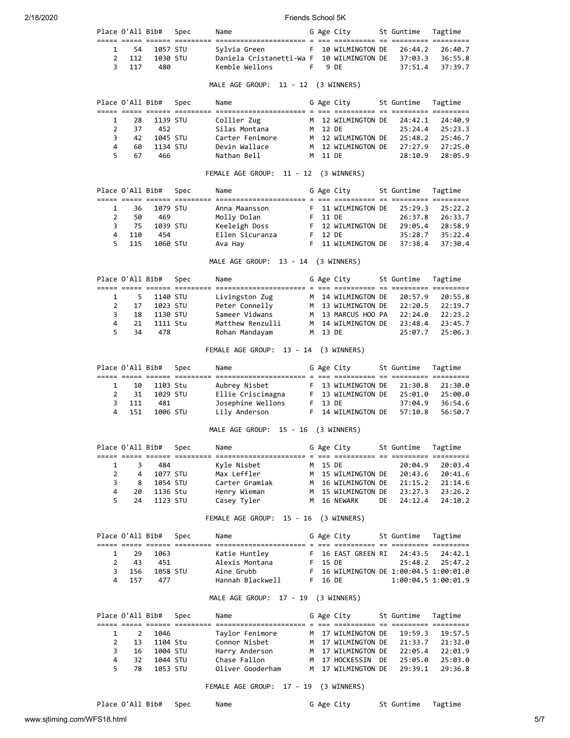| Place | O'All | Bib# | Spec | Name | G | Age | City | St | Guntime | Tagtime |
|---|---|---|---|---|---|---|---|---|---|---|
| 1 | 54 | 1057 | STU | Sylvia Green | F | 10 | WILMINGTON | DE | 26:44.2 | 26:40.7 |
| 2 | 112 | 1030 | STU | Daniela Cristanetti-Wa | F | 10 | WILMINGTON | DE | 37:03.3 | 36:55.8 |
| 3 | 117 | 480 | | Kemble Wellons | F | 9 | DE | | 37:51.4 | 37:39.7 |

MALE AGE GROUP: 11 - 12 (3 WINNERS)

| Place | O'All | Bib# | Spec | Name | G | Age | City | St | Guntime | Tagtime |
|---|---|---|---|---|---|---|---|---|---|---|
| 1 | 28 | 1139 | STU | Collier Zug | M | 12 | WILMINGTON | DE | 24:42.1 | 24:40.9 |
| 2 | 37 | 452 | | Silas Montana | M | 12 | DE | | 25:24.4 | 25:23.3 |
| 3 | 42 | 1045 | STU | Carter Fenimore | M | 12 | WILMINGTON | DE | 25:48.2 | 25:46.7 |
| 4 | 60 | 1134 | STU | Devin Wallace | M | 12 | WILMINGTON | DE | 27:27.9 | 27:25.0 |
| 5 | 67 | 466 | | Nathan Bell | M | 11 | DE | | 28:10.9 | 28:05.9 |

FEMALE AGE GROUP: 11 - 12 (3 WINNERS)

| Place | O'All | Bib# | Spec | Name | G | Age | City | St | Guntime | Tagtime |
|---|---|---|---|---|---|---|---|---|---|---|
| 1 | 36 | 1079 | STU | Anna Maansson | F | 11 | WILMINGTON | DE | 25:29.3 | 25:22.2 |
| 2 | 50 | 469 | | Molly Dolan | F | 11 | DE | | 26:37.8 | 26:33.7 |
| 3 | 75 | 1039 | STU | Keeleigh Doss | F | 12 | WILMINGTON | DE | 29:05.4 | 28:58.9 |
| 4 | 110 | 454 | | Ellen Sicuranza | F | 12 | DE | | 35:28.7 | 35:22.4 |
| 5 | 115 | 1060 | STU | Ava Hay | F | 11 | WILMINGTON | DE | 37:38.4 | 37:30.4 |

MALE AGE GROUP: 13 - 14 (3 WINNERS)

| Place | O'All | Bib# | Spec | Name | G | Age | City | St | Guntime | Tagtime |
|---|---|---|---|---|---|---|---|---|---|---|
| 1 | 5 | 1140 | STU | Livingston Zug | M | 14 | WILMINGTON | DE | 20:57.9 | 20:55.8 |
| 2 | 17 | 1023 | STU | Peter Connelly | M | 13 | WILMINGTON | DE | 22:20.5 | 22:19.7 |
| 3 | 18 | 1130 | STU | Sameer Vidwans | M | 13 | MARCUS HOO | PA | 22:24.0 | 22:23.2 |
| 4 | 21 | 1111 | Stu | Matthew Renzulli | M | 14 | WILMINGTON | DE | 23:48.4 | 23:45.7 |
| 5 | 34 | 478 | | Rohan Mandayam | M | 13 | DE | | 25:07.7 | 25:06.3 |

FEMALE AGE GROUP: 13 - 14 (3 WINNERS)

| Place | O'All | Bib# | Spec | Name | G | Age | City | St | Guntime | Tagtime |
|---|---|---|---|---|---|---|---|---|---|---|
| 1 | 10 | 1103 | Stu | Aubrey Nisbet | F | 13 | WILMINGTON | DE | 21:30.8 | 21:30.0 |
| 2 | 31 | 1029 | STU | Ellie Criscimagna | F | 13 | WILMINGTON | DE | 25:01.0 | 25:00.0 |
| 3 | 111 | 481 | | Josephine Wellons | F | 13 | DE | | 37:04.9 | 36:54.6 |
| 4 | 151 | 1006 | STU | Lily Anderson | F | 14 | WILMINGTON | DE | 57:10.8 | 56:50.7 |

MALE AGE GROUP: 15 - 16 (3 WINNERS)

| Place | O'All | Bib# | Spec | Name | G | Age | City | St | Guntime | Tagtime |
|---|---|---|---|---|---|---|---|---|---|---|
| 1 | 3 | 484 | | Kyle Nisbet | M | 15 | DE | | 20:04.9 | 20:03.4 |
| 2 | 4 | 1077 | STU | Max Leffler | M | 15 | WILMINGTON | DE | 20:43.6 | 20:41.6 |
| 3 | 8 | 1054 | STU | Carter Gramiak | M | 16 | WILMINGTON | DE | 21:15.2 | 21:14.6 |
| 4 | 20 | 1136 | Stu | Henry Wieman | M | 15 | WILMINGTON | DE | 23:27.3 | 23:26.2 |
| 5 | 24 | 1123 | STU | Casey Tyler | M | 16 | NEWARK | DE | 24:12.4 | 24:10.2 |

FEMALE AGE GROUP: 15 - 16 (3 WINNERS)

| Place | O'All | Bib# | Spec | Name | G | Age | City | St | Guntime | Tagtime |
|---|---|---|---|---|---|---|---|---|---|---|
| 1 | 29 | 1063 | | Katie Huntley | F | 16 | EAST GREEN | RI | 24:43.5 | 24:42.1 |
| 2 | 43 | 451 | | Alexis Montana | F | 15 | DE | | 25:48.2 | 25:47.2 |
| 3 | 156 | 1058 | STU | Aine Grubb | F | 16 | WILMINGTON | DE | 1:00:04.5 | 1:00:01.0 |
| 4 | 157 | 477 | | Hannah Blackwell | F | 16 | DE | | 1:00:04.5 | 1:00:01.9 |

MALE AGE GROUP: 17 - 19 (3 WINNERS)

| Place | O'All | Bib# | Spec | Name | G | Age | City | St | Guntime | Tagtime |
|---|---|---|---|---|---|---|---|---|---|---|
| 1 | 2 | 1046 | | Taylor Fenimore | M | 17 | WILMINGTON | DE | 19:59.3 | 19:57.5 |
| 2 | 13 | 1104 | Stu | Connor Nisbet | M | 17 | WILMINGTON | DE | 21:33.7 | 21:32.0 |
| 3 | 16 | 1004 | STU | Harry Anderson | M | 17 | WILMINGTON | DE | 22:05.4 | 22:01.9 |
| 4 | 32 | 1044 | STU | Chase Fallon | M | 17 | HOCKESSIN | DE | 25:05.0 | 25:03.0 |
| 5 | 78 | 1053 | STU | Oliver Gooderham | M | 17 | WILMINGTON | DE | 29:39.1 | 29:36.8 |

FEMALE AGE GROUP: 17 - 19 (3 WINNERS)

| Place | O'All | Bib# | Spec | Name | G | Age | City | St | Guntime | Tagtime |
|---|---|---|---|---|---|---|---|---|---|---|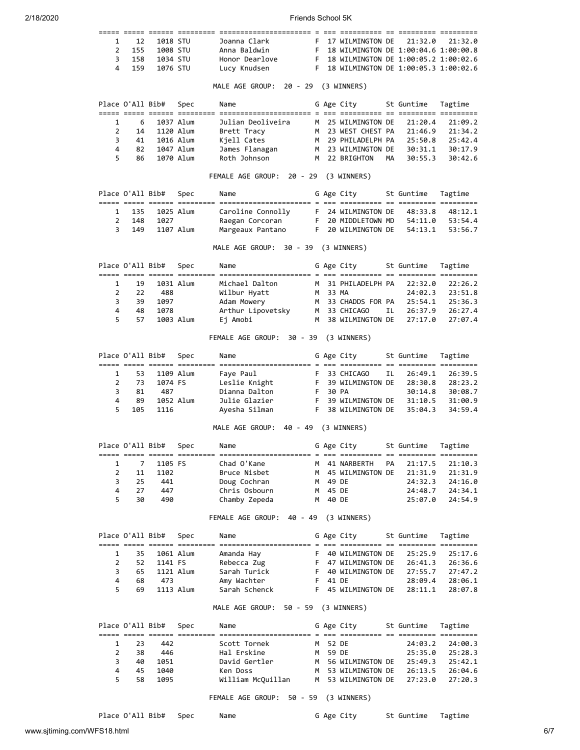| Place | O'All | Bib# | Spec | Name | G | Age | City | St | Guntime | Tagtime |
|---|---|---|---|---|---|---|---|---|---|---|
| 1 | 12 | 1018 | STU | Joanna Clark | F | 17 | WILMINGTON | DE | 21:32.0 | 21:32.0 |
| 2 | 155 | 1008 | STU | Anna Baldwin | F | 18 | WILMINGTON | DE | 1:00:04.6 | 1:00:00.8 |
| 3 | 158 | 1034 | STU | Honor Dearlove | F | 18 | WILMINGTON | DE | 1:00:05.2 | 1:00:02.6 |
| 4 | 159 | 1076 | STU | Lucy Knudsen | F | 18 | WILMINGTON | DE | 1:00:05.3 | 1:00:02.6 |

MALE AGE GROUP: 20 - 29 (3 WINNERS)

| Place | O'All | Bib# | Spec | Name | G | Age | City | St | Guntime | Tagtime |
|---|---|---|---|---|---|---|---|---|---|---|
| 1 | 6 | 1037 | Alum | Julian Deoliveira | M | 25 | WILMINGTON | DE | 21:20.4 | 21:09.2 |
| 2 | 14 | 1120 | Alum | Brett Tracy | M | 23 | WEST CHEST | PA | 21:46.9 | 21:34.2 |
| 3 | 41 | 1016 | Alum | Kjell Cates | M | 29 | PHILADELPH | PA | 25:50.8 | 25:42.4 |
| 4 | 82 | 1047 | Alum | James Flanagan | M | 23 | WILMINGTON | DE | 30:31.1 | 30:17.9 |
| 5 | 86 | 1070 | Alum | Roth Johnson | M | 22 | BRIGHTON | MA | 30:55.3 | 30:42.6 |

FEMALE AGE GROUP: 20 - 29 (3 WINNERS)

| Place | O'All | Bib# | Spec | Name | G | Age | City | St | Guntime | Tagtime |
|---|---|---|---|---|---|---|---|---|---|---|
| 1 | 135 | 1025 | Alum | Caroline Connolly | F | 24 | WILMINGTON | DE | 48:33.8 | 48:12.1 |
| 2 | 148 | 1027 | | Raegan Corcoran | F | 20 | MIDDLETOWN | MD | 54:11.0 | 53:54.4 |
| 3 | 149 | 1107 | Alum | Margeaux Pantano | F | 20 | WILMINGTON | DE | 54:13.1 | 53:56.7 |

MALE AGE GROUP: 30 - 39 (3 WINNERS)

| Place | O'All | Bib# | Spec | Name | G | Age | City | St | Guntime | Tagtime |
|---|---|---|---|---|---|---|---|---|---|---|
| 1 | 19 | 1031 | Alum | Michael Dalton | M | 31 | PHILADELPH | PA | 22:32.0 | 22:26.2 |
| 2 | 22 | 488 | | Wilbur Hyatt | M | 33 | MA | | 24:02.3 | 23:51.8 |
| 3 | 39 | 1097 | | Adam Mowery | M | 33 | CHADDS FOR | PA | 25:54.1 | 25:36.3 |
| 4 | 48 | 1078 | | Arthur Lipovetsky | M | 33 | CHICAGO | IL | 26:37.9 | 26:27.4 |
| 5 | 57 | 1003 | Alum | Ej Amobi | M | 38 | WILMINGTON | DE | 27:17.0 | 27:07.4 |

FEMALE AGE GROUP: 30 - 39 (3 WINNERS)

| Place | O'All | Bib# | Spec | Name | G | Age | City | St | Guntime | Tagtime |
|---|---|---|---|---|---|---|---|---|---|---|
| 1 | 53 | 1109 | Alum | Faye Paul | F | 33 | CHICAGO | IL | 26:49.1 | 26:39.5 |
| 2 | 73 | 1074 | FS | Leslie Knight | F | 39 | WILMINGTON | DE | 28:30.8 | 28:23.2 |
| 3 | 81 | 487 | | Dianna Dalton | F | 30 | PA | | 30:14.8 | 30:08.7 |
| 4 | 89 | 1052 | Alum | Julie Glazier | F | 39 | WILMINGTON | DE | 31:10.5 | 31:00.9 |
| 5 | 105 | 1116 | | Ayesha Silman | F | 38 | WILMINGTON | DE | 35:04.3 | 34:59.4 |

MALE AGE GROUP: 40 - 49 (3 WINNERS)

| Place | O'All | Bib# | Spec | Name | G | Age | City | St | Guntime | Tagtime |
|---|---|---|---|---|---|---|---|---|---|---|
| 1 | 7 | 1105 | FS | Chad O'Kane | M | 41 | NARBERTH | PA | 21:17.5 | 21:10.3 |
| 2 | 11 | 1102 | | Bruce Nisbet | M | 45 | WILMINGTON | DE | 21:31.9 | 21:31.9 |
| 3 | 25 | 441 | | Doug Cochran | M | 49 | DE | | 24:32.3 | 24:16.0 |
| 4 | 27 | 447 | | Chris Osbourn | M | 45 | DE | | 24:48.7 | 24:34.1 |
| 5 | 30 | 490 | | Chamby Zepeda | M | 40 | DE | | 25:07.0 | 24:54.9 |

FEMALE AGE GROUP: 40 - 49 (3 WINNERS)

| Place | O'All | Bib# | Spec | Name | G | Age | City | St | Guntime | Tagtime |
|---|---|---|---|---|---|---|---|---|---|---|
| 1 | 35 | 1061 | Alum | Amanda Hay | F | 40 | WILMINGTON | DE | 25:25.9 | 25:17.6 |
| 2 | 52 | 1141 | FS | Rebecca Zug | F | 47 | WILMINGTON | DE | 26:41.3 | 26:36.6 |
| 3 | 65 | 1121 | Alum | Sarah Turick | F | 40 | WILMINGTON | DE | 27:55.7 | 27:47.2 |
| 4 | 68 | 473 | | Amy Wachter | F | 41 | DE | | 28:09.4 | 28:06.1 |
| 5 | 69 | 1113 | Alum | Sarah Schenck | F | 45 | WILMINGTON | DE | 28:11.1 | 28:07.8 |

MALE AGE GROUP: 50 - 59 (3 WINNERS)

| Place | O'All | Bib# | Spec | Name | G | Age | City | St | Guntime | Tagtime |
|---|---|---|---|---|---|---|---|---|---|---|
| 1 | 23 | 442 | | Scott Tornek | M | 52 | DE | | 24:03.2 | 24:00.3 |
| 2 | 38 | 446 | | Hal Erskine | M | 59 | DE | | 25:35.0 | 25:28.3 |
| 3 | 40 | 1051 | | David Gertler | M | 56 | WILMINGTON | DE | 25:49.3 | 25:42.1 |
| 4 | 45 | 1040 | | Ken Doss | M | 53 | WILMINGTON | DE | 26:13.5 | 26:04.6 |
| 5 | 58 | 1095 | | William McQuillan | M | 53 | WILMINGTON | DE | 27:23.0 | 27:20.3 |

FEMALE AGE GROUP: 50 - 59 (3 WINNERS)

| Place | O'All | Bib# | Spec | Name | G | Age | City | St | Guntime | Tagtime |
|---|---|---|---|---|---|---|---|---|---|---|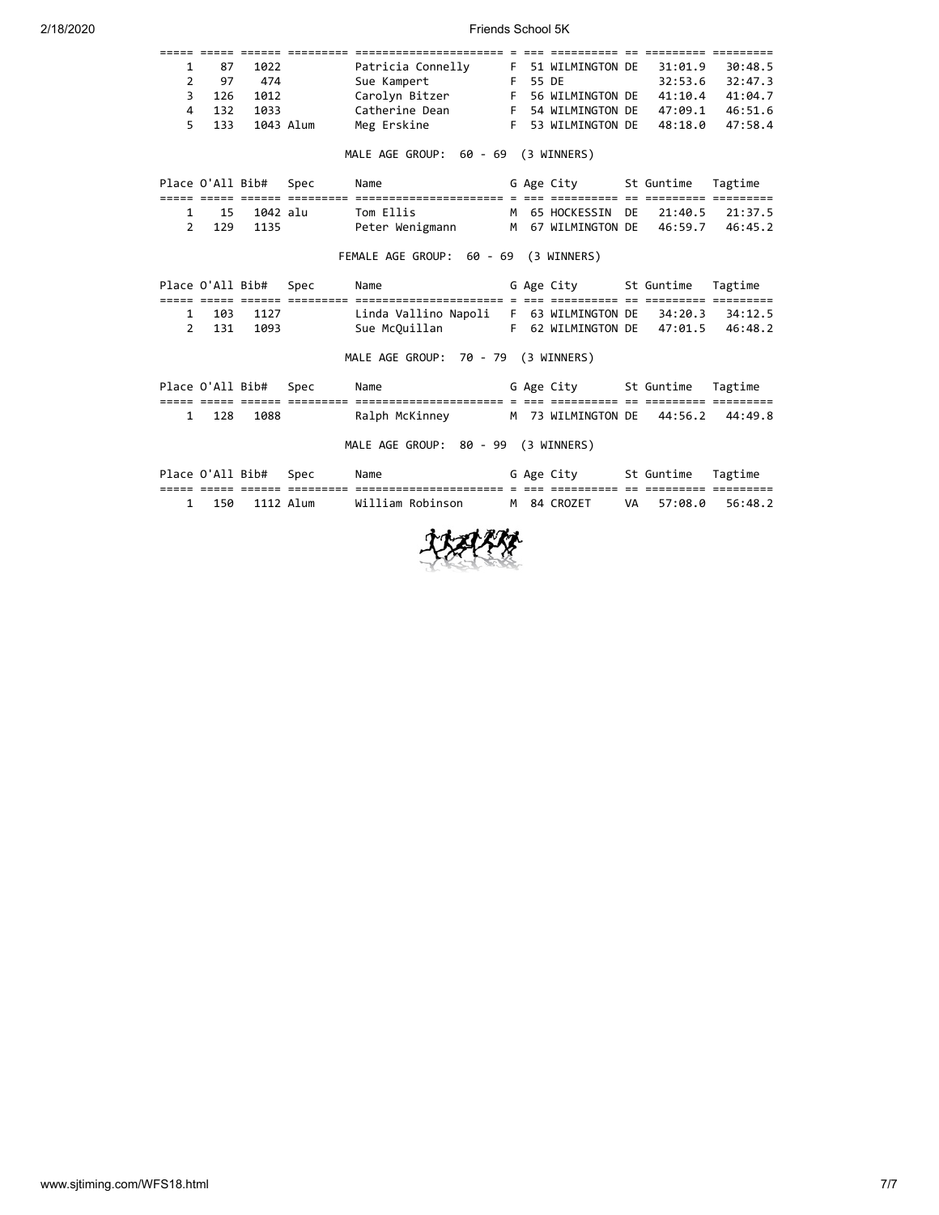| Place | O'All | Bib# | Spec | Name | G | Age | City | St | Guntime | Tagtime |
|---|---|---|---|---|---|---|---|---|---|---|
| 1 | 87 | 1022 | | Patricia Connelly | F | 51 | WILMINGTON | DE | 31:01.9 | 30:48.5 |
| 2 | 97 | 474 | | Sue Kampert | F | 55 | DE | | 32:53.6 | 32:47.3 |
| 3 | 126 | 1012 | | Carolyn Bitzer | F | 56 | WILMINGTON | DE | 41:10.4 | 41:04.7 |
| 4 | 132 | 1033 | | Catherine Dean | F | 54 | WILMINGTON | DE | 47:09.1 | 46:51.6 |
| 5 | 133 | 1043 | Alum | Meg Erskine | F | 53 | WILMINGTON | DE | 48:18.0 | 47:58.4 |

MALE AGE GROUP: 60 - 69 (3 WINNERS)

| Place | O'All | Bib# | Spec | Name | G | Age | City | St | Guntime | Tagtime |
|---|---|---|---|---|---|---|---|---|---|---|
| 1 | 15 | 1042 | alu | Tom Ellis | M | 65 | HOCKESSIN | DE | 21:40.5 | 21:37.5 |
| 2 | 129 | 1135 | | Peter Wenigmann | M | 67 | WILMINGTON | DE | 46:59.7 | 46:45.2 |

FEMALE AGE GROUP: 60 - 69 (3 WINNERS)

| Place | O'All | Bib# | Spec | Name | G | Age | City | St | Guntime | Tagtime |
|---|---|---|---|---|---|---|---|---|---|---|
| 1 | 103 | 1127 | | Linda Vallino Napoli | F | 63 | WILMINGTON | DE | 34:20.3 | 34:12.5 |
| 2 | 131 | 1093 | | Sue McQuillan | F | 62 | WILMINGTON | DE | 47:01.5 | 46:48.2 |

MALE AGE GROUP: 70 - 79 (3 WINNERS)

| Place | O'All | Bib# | Spec | Name | G | Age | City | St | Guntime | Tagtime |
|---|---|---|---|---|---|---|---|---|---|---|
| 1 | 128 | 1088 | | Ralph McKinney | M | 73 | WILMINGTON | DE | 44:56.2 | 44:49.8 |

MALE AGE GROUP: 80 - 99 (3 WINNERS)

| Place | O'All | Bib# | Spec | Name | G | Age | City | St | Guntime | Tagtime |
|---|---|---|---|---|---|---|---|---|---|---|
| 1 | 150 | 1112 | Alum | William Robinson | M | 84 | CROZET | VA | 57:08.0 | 56:48.2 |